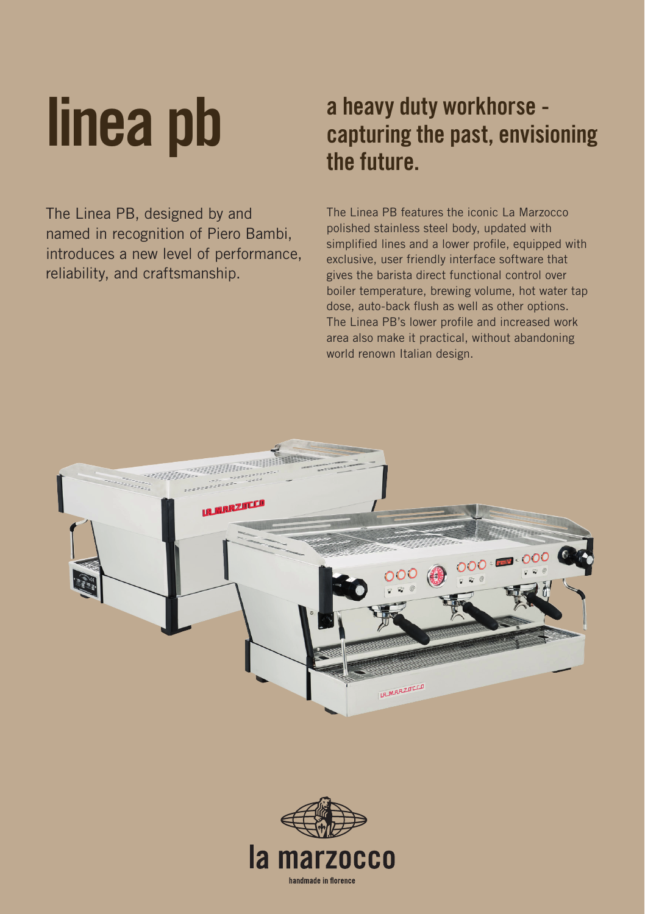# linea pb

## a heavy duty workhorse - capturing the past, envisioning the future.

The Linea PB, designed by and named in recognition of Piero Bambi, introduces a new level of performance, reliability, and craftsmanship.

The Linea PB features the iconic La Marzocco polished stainless steel body, updated with simplified lines and a lower profile, equipped with exclusive, user friendly interface software that gives the barista direct functional control over boiler temperature, brewing volume, hot water tap dose, auto-back flush as well as other options. The Linea PB's lower profile and increased work area also make it practical, without abandoning world renown Italian design.

la marzocco

handmade in florence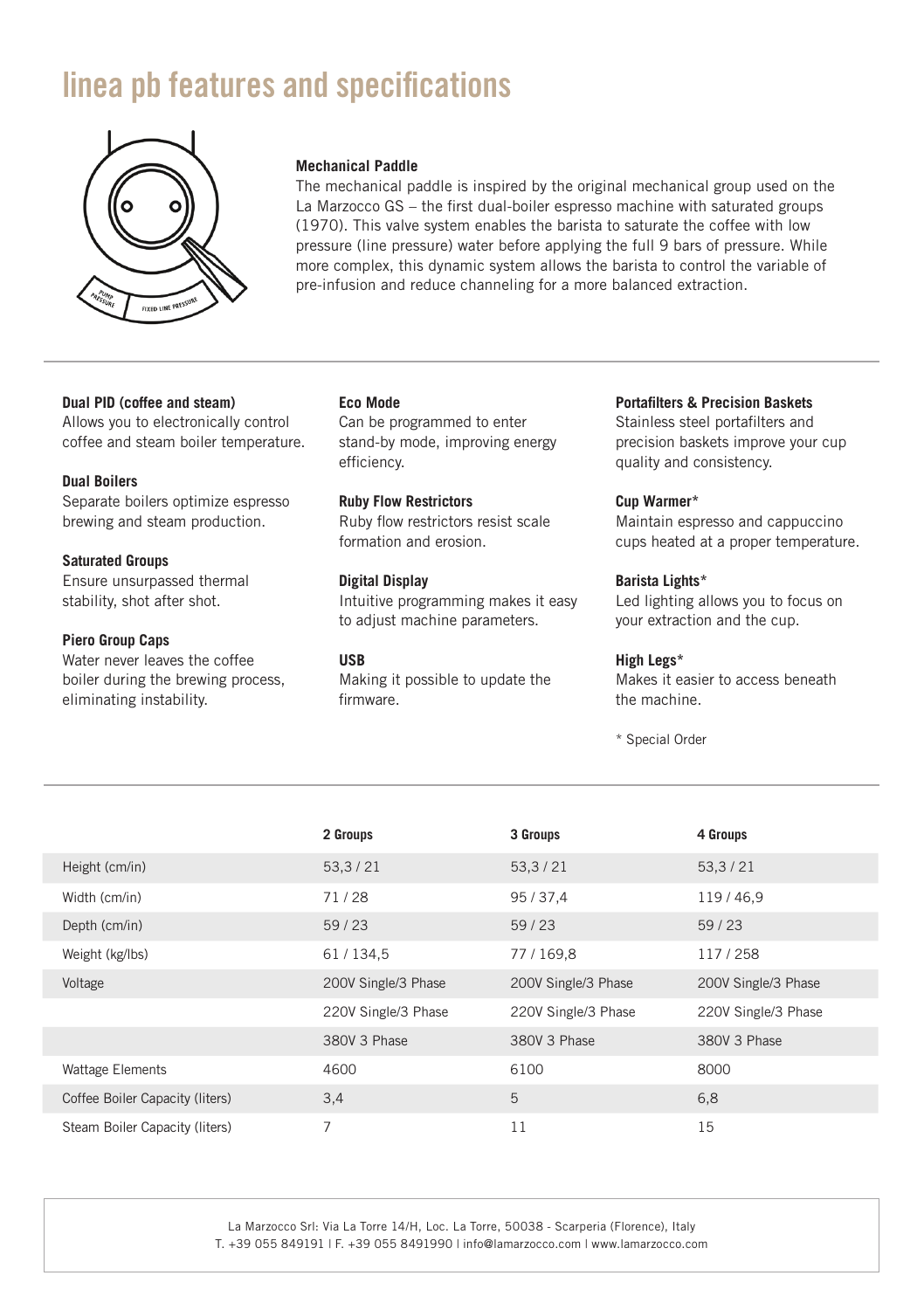# linea pb features and specifications

### Mechanical Paddle

The mechanical paddle is inspired by the original mechanical group used on the La Marzocco GS – the first dual-boiler espresso machine with saturated groups (1970). This valve system enables the barista to saturate the coffee with low pressure (line pressure) water before applying the full 9 bars of pressure. While more complex, this dynamic system allows the barista to control the variable of pre-infusion and reduce channeling for a more balanced extraction.

**Dual PID (coffee and steam)**
Allows you to electronically control coffee and steam boiler temperature.

**Dual Boilers**
Separate boilers optimize espresso brewing and steam production.

**Saturated Groups**
Ensure unsurpassed thermal stability, shot after shot.

**Piero Group Caps**
Water never leaves the coffee boiler during the brewing process, eliminating instability.

**Eco Mode**
Can be programmed to enter stand-by mode, improving energy efficiency.

**Ruby Flow Restrictors**
Ruby flow restrictors resist scale formation and erosion.

**Digital Display**
Intuitive programming makes it easy to adjust machine parameters.

**USB**
Making it possible to update the firmware.

**Portafilters & Precision Baskets**
Stainless steel portafilters and precision baskets improve your cup quality and consistency.

**Cup Warmer***
Maintain espresso and cappuccino cups heated at a proper temperature.

**Barista Lights***
Led lighting allows you to focus on your extraction and the cup.

**High Legs***
Makes it easier to access beneath the machine.

* Special Order

| | 2 Groups | 3 Groups | 4 Groups |
|---|---|---|---|
| Height (cm/in) | 53,3 / 21 | 53,3 / 21 | 53,3 / 21 |
| Width (cm/in) | 71 / 28 | 95 / 37,4 | 119 / 46,9 |
| Depth (cm/in) | 59 / 23 | 59 / 23 | 59 / 23 |
| Weight (kg/lbs) | 61 / 134,5 | 77 / 169,8 | 117 / 258 |
| Voltage | 200V Single/3 Phase | 200V Single/3 Phase | 200V Single/3 Phase |
| | 220V Single/3 Phase | 220V Single/3 Phase | 220V Single/3 Phase |
| | 380V 3 Phase | 380V 3 Phase | 380V 3 Phase |
| Wattage Elements | 4600 | 6100 | 8000 |
| Coffee Boiler Capacity (liters) | 3,4 | 5 | 6,8 |
| Steam Boiler Capacity (liters) | 7 | 11 | 15 |

La Marzocco Srl: Via La Torre 14/H, Loc. La Torre, 50038 - Scarperia (Florence), Italy
T. +39 055 849191 | F. +39 055 8491990 | info@lamarzocco.com | www.lamarzocco.com